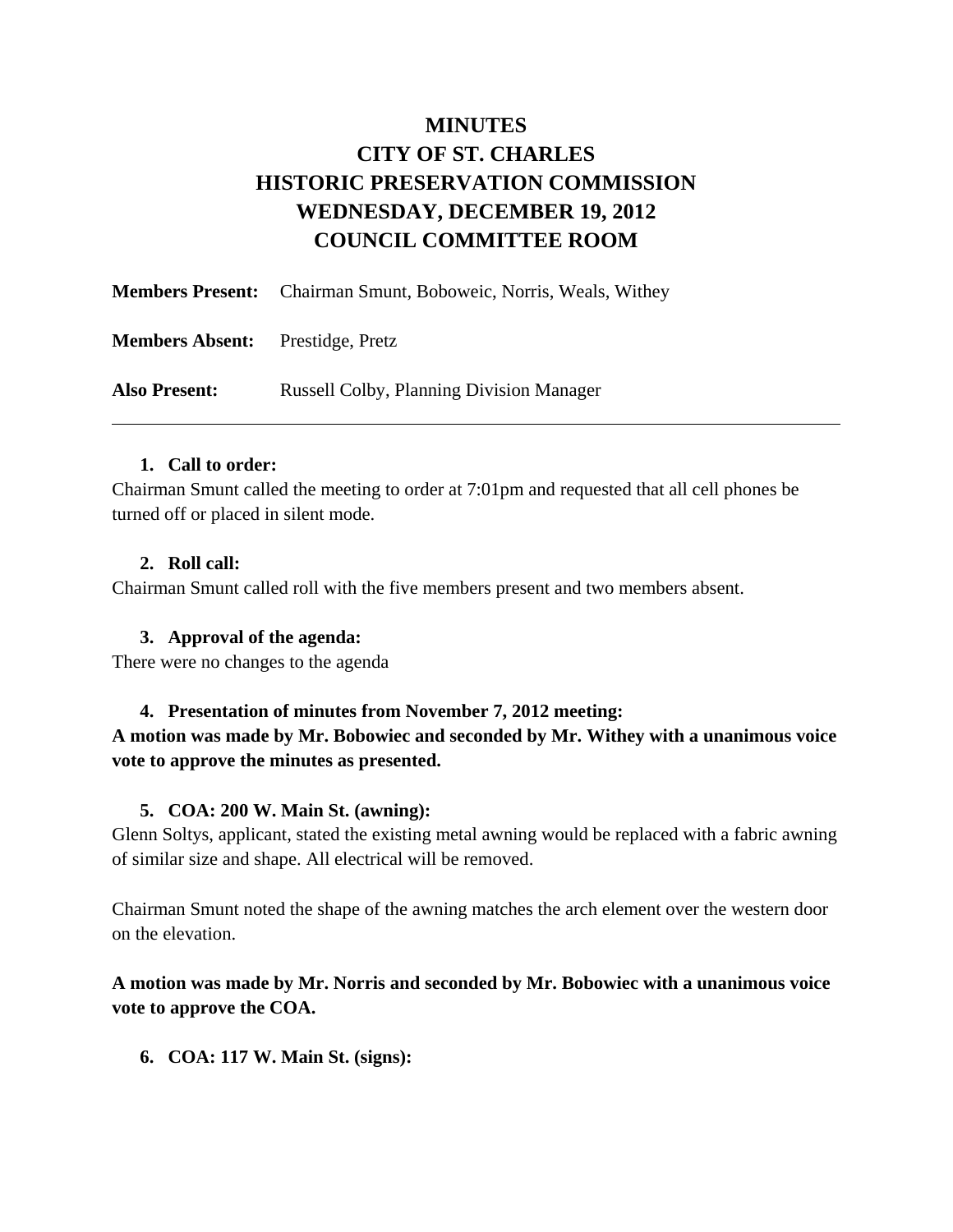# MINUTES
# CITY OF ST. CHARLES
# HISTORIC PRESERVATION COMMISSION
# WEDNESDAY, DECEMBER 19, 2012
# COUNCIL COMMITTEE ROOM

**Members Present:** Chairman Smunt, Boboweic, Norris, Weals, Withey

**Members Absent:** Prestidge, Pretz

**Also Present:** Russell Colby, Planning Division Manager

---

1. **Call to order:**

Chairman Smunt called the meeting to order at 7:01pm and requested that all cell phones be turned off or placed in silent mode.

2. **Roll call:**

Chairman Smunt called roll with the five members present and two members absent.

3. **Approval of the agenda:**

There were no changes to the agenda

4. **Presentation of minutes from November 7, 2012 meeting:**

**A motion was made by Mr. Bobowiec and seconded by Mr. Withey with a unanimous voice vote to approve the minutes as presented.**

5. **COA: 200 W. Main St. (awning):**

Glenn Soltys, applicant, stated the existing metal awning would be replaced with a fabric awning of similar size and shape. All electrical will be removed.

Chairman Smunt noted the shape of the awning matches the arch element over the western door on the elevation.

**A motion was made by Mr. Norris and seconded by Mr. Bobowiec with a unanimous voice vote to approve the COA.**

6. **COA: 117 W. Main St. (signs):**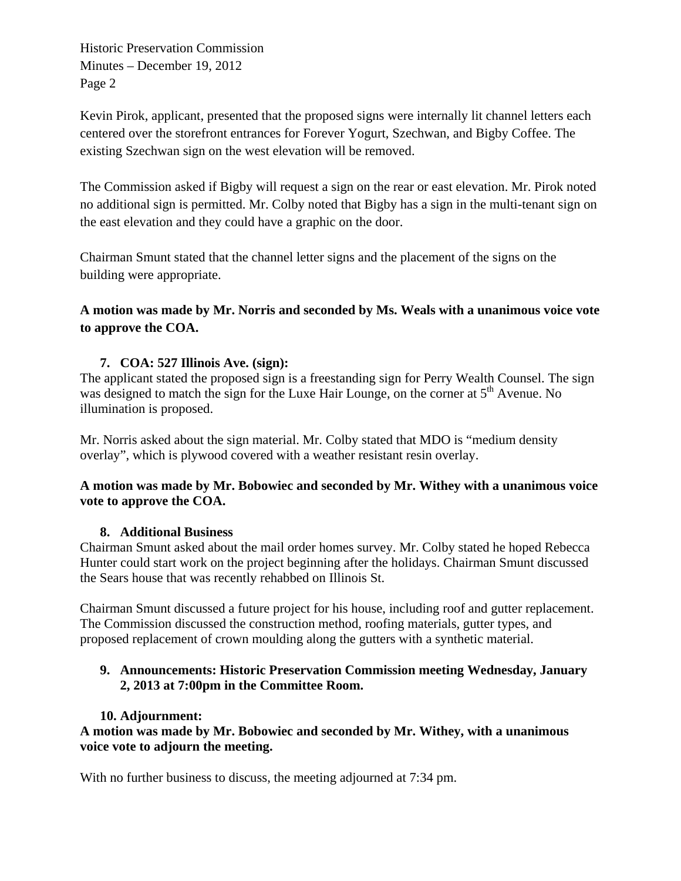Kevin Pirok, applicant, presented that the proposed signs were internally lit channel letters each centered over the storefront entrances for Forever Yogurt, Szechwan, and Bigby Coffee. The existing Szechwan sign on the west elevation will be removed.

The Commission asked if Bigby will request a sign on the rear or east elevation. Mr. Pirok noted no additional sign is permitted. Mr. Colby noted that Bigby has a sign in the multi-tenant sign on the east elevation and they could have a graphic on the door.

Chairman Smunt stated that the channel letter signs and the placement of the signs on the building were appropriate.

**A motion was made by Mr. Norris and seconded by Ms. Weals with a unanimous voice vote to approve the COA.**

7. **COA: 527 Illinois Ave. (sign):**

The applicant stated the proposed sign is a freestanding sign for Perry Wealth Counsel. The sign was designed to match the sign for the Luxe Hair Lounge, on the corner at 5th Avenue. No illumination is proposed.

Mr. Norris asked about the sign material. Mr. Colby stated that MDO is "medium density overlay", which is plywood covered with a weather resistant resin overlay.

**A motion was made by Mr. Bobowiec and seconded by Mr. Withey with a unanimous voice vote to approve the COA.**

8. **Additional Business**

Chairman Smunt asked about the mail order homes survey. Mr. Colby stated he hoped Rebecca Hunter could start work on the project beginning after the holidays. Chairman Smunt discussed the Sears house that was recently rehabbed on Illinois St.

Chairman Smunt discussed a future project for his house, including roof and gutter replacement. The Commission discussed the construction method, roofing materials, gutter types, and proposed replacement of crown moulding along the gutters with a synthetic material.

9. **Announcements: Historic Preservation Commission meeting Wednesday, January 2, 2013 at 7:00pm in the Committee Room.**

10. **Adjournment:**

**A motion was made by Mr. Bobowiec and seconded by Mr. Withey, with a unanimous voice vote to adjourn the meeting.**

With no further business to discuss, the meeting adjourned at 7:34 pm.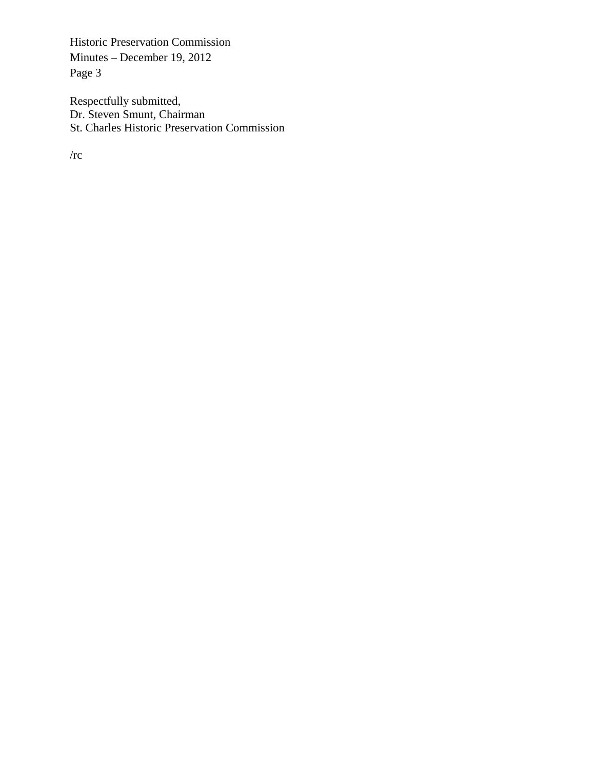Respectfully submitted,
Dr. Steven Smunt, Chairman
St. Charles Historic Preservation Commission

/rc